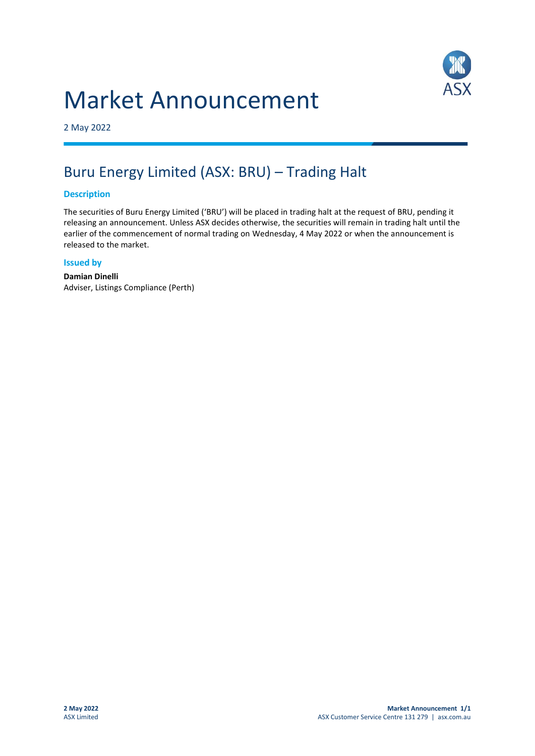# Market Announcement

2 May 2022

## Buru Energy Limited (ASX: BRU) – Trading Halt

### Description

The securities of Buru Energy Limited ('BRU') will be placed in trading halt at the request of BRU, pending it releasing an announcement. Unless ASX decides otherwise, the securities will remain in trading halt until the earlier of the commencement of normal trading on Wednesday, 4 May 2022 or when the announcement is released to the market.

### Issued by

**Damian Dinelli**
Adviser, Listings Compliance (Perth)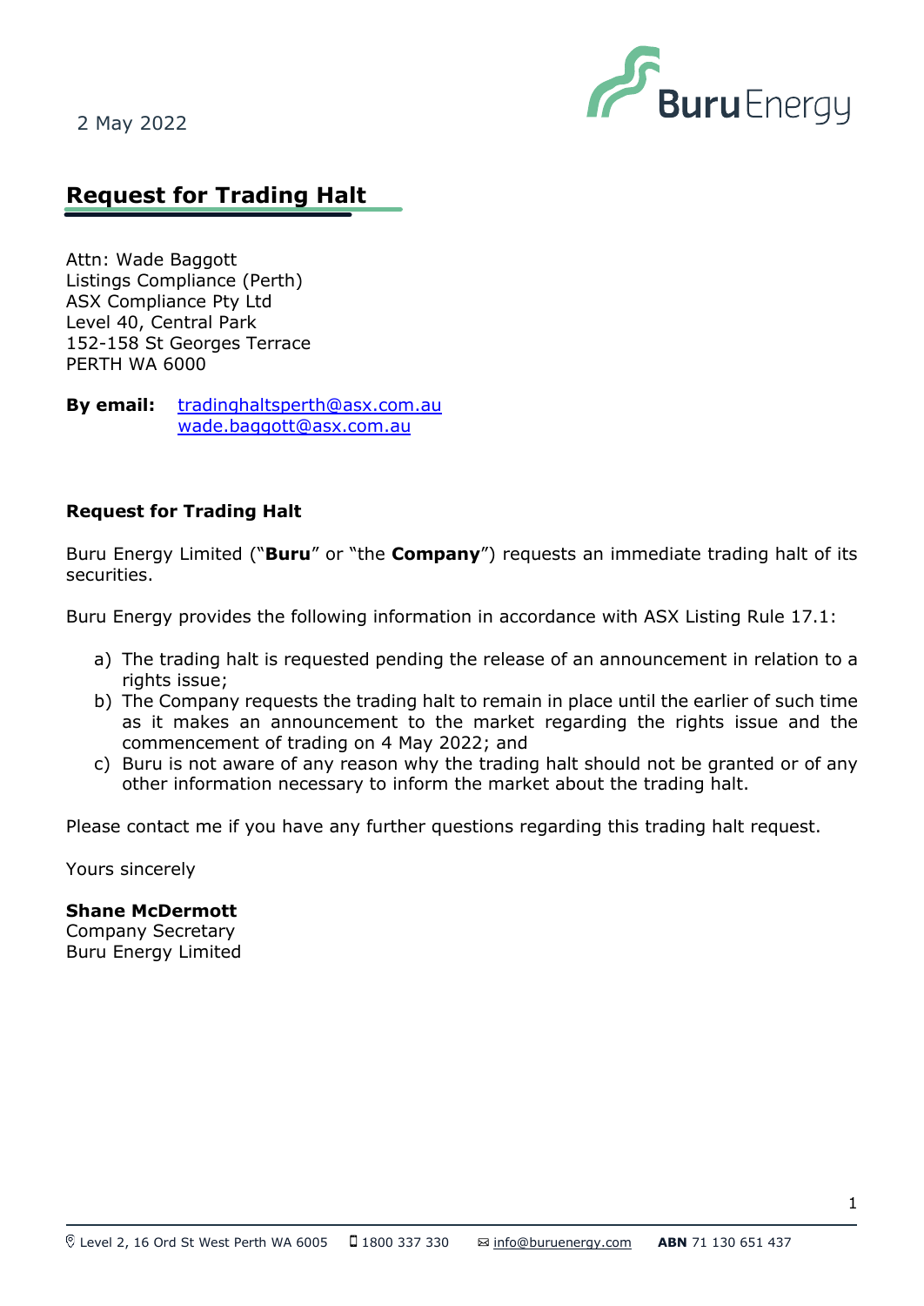2 May 2022

# Request for Trading Halt

Attn: Wade Baggott
Listings Compliance (Perth)
ASX Compliance Pty Ltd
Level 40, Central Park
152-158 St Georges Terrace
PERTH WA 6000

**By email:** tradinghaltsperth@asx.com.au
wade.baggott@asx.com.au

**Request for Trading Halt**

Buru Energy Limited ("**Buru**" or "the **Company**") requests an immediate trading halt of its securities.

Buru Energy provides the following information in accordance with ASX Listing Rule 17.1:

a) The trading halt is requested pending the release of an announcement in relation to a rights issue;
b) The Company requests the trading halt to remain in place until the earlier of such time as it makes an announcement to the market regarding the rights issue and the commencement of trading on 4 May 2022; and
c) Buru is not aware of any reason why the trading halt should not be granted or of any other information necessary to inform the market about the trading halt.

Please contact me if you have any further questions regarding this trading halt request.

Yours sincerely

**Shane McDermott**
Company Secretary
Buru Energy Limited